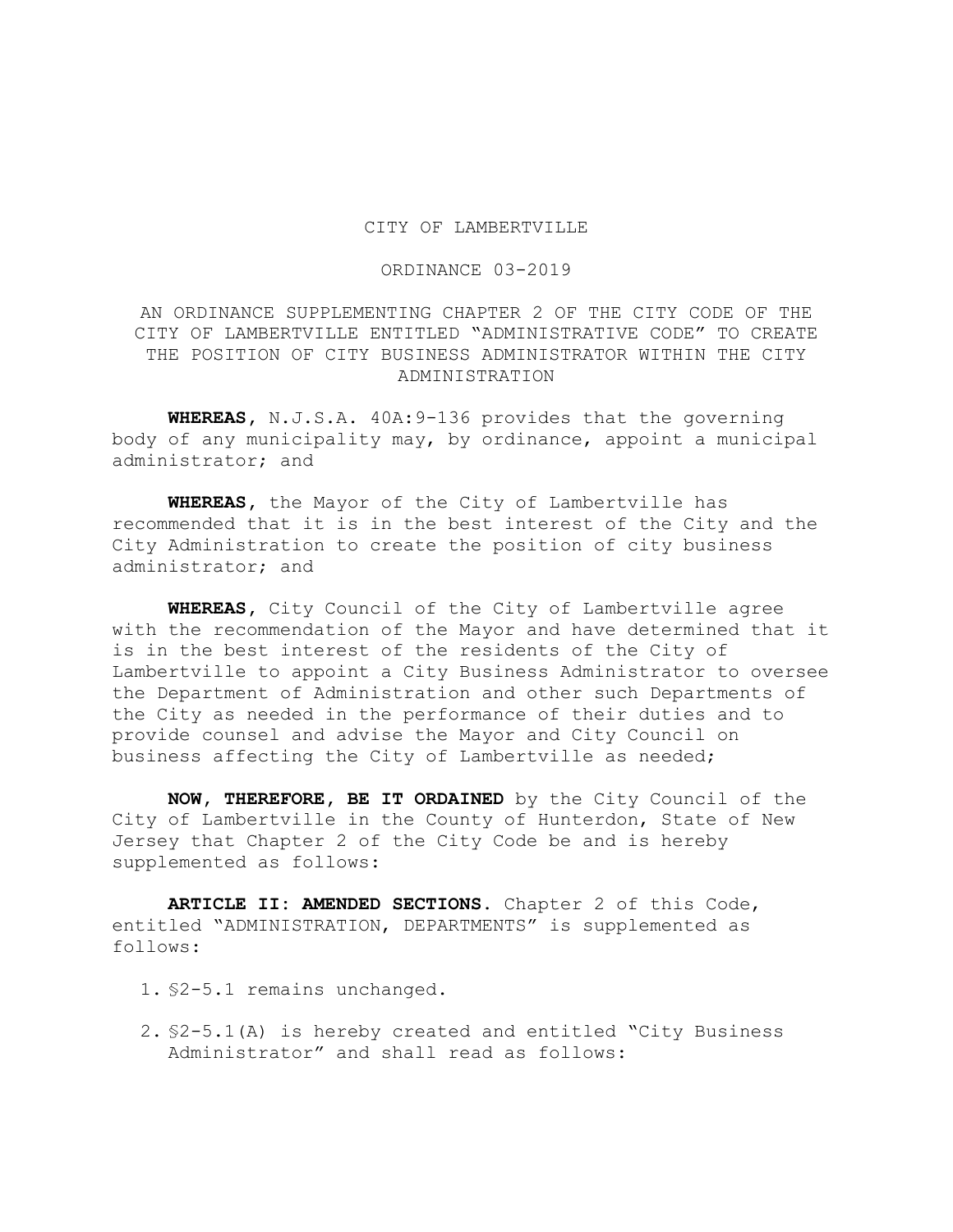CITY OF LAMBERTVILLE

ORDINANCE 03-2019

AN ORDINANCE SUPPLEMENTING CHAPTER 2 OF THE CITY CODE OF THE CITY OF LAMBERTVILLE ENTITLED "ADMINISTRATIVE CODE" TO CREATE THE POSITION OF CITY BUSINESS ADMINISTRATOR WITHIN THE CITY ADMINISTRATION

**WHEREAS,** N.J.S.A. 40A:9-136 provides that the governing body of any municipality may, by ordinance, appoint a municipal administrator; and

**WHEREAS,** the Mayor of the City of Lambertville has recommended that it is in the best interest of the City and the City Administration to create the position of city business administrator; and

**WHEREAS,** City Council of the City of Lambertville agree with the recommendation of the Mayor and have determined that it is in the best interest of the residents of the City of Lambertville to appoint a City Business Administrator to oversee the Department of Administration and other such Departments of the City as needed in the performance of their duties and to provide counsel and advise the Mayor and City Council on business affecting the City of Lambertville as needed;

**NOW, THEREFORE, BE IT ORDAINED** by the City Council of the City of Lambertville in the County of Hunterdon, State of New Jersey that Chapter 2 of the City Code be and is hereby supplemented as follows:

**ARTICLE II: AMENDED SECTIONS.** Chapter 2 of this Code, entitled "ADMINISTRATION, DEPARTMENTS" is supplemented as follows:

1. §2-5.1 remains unchanged.
2. §2-5.1(A) is hereby created and entitled "City Business Administrator" and shall read as follows: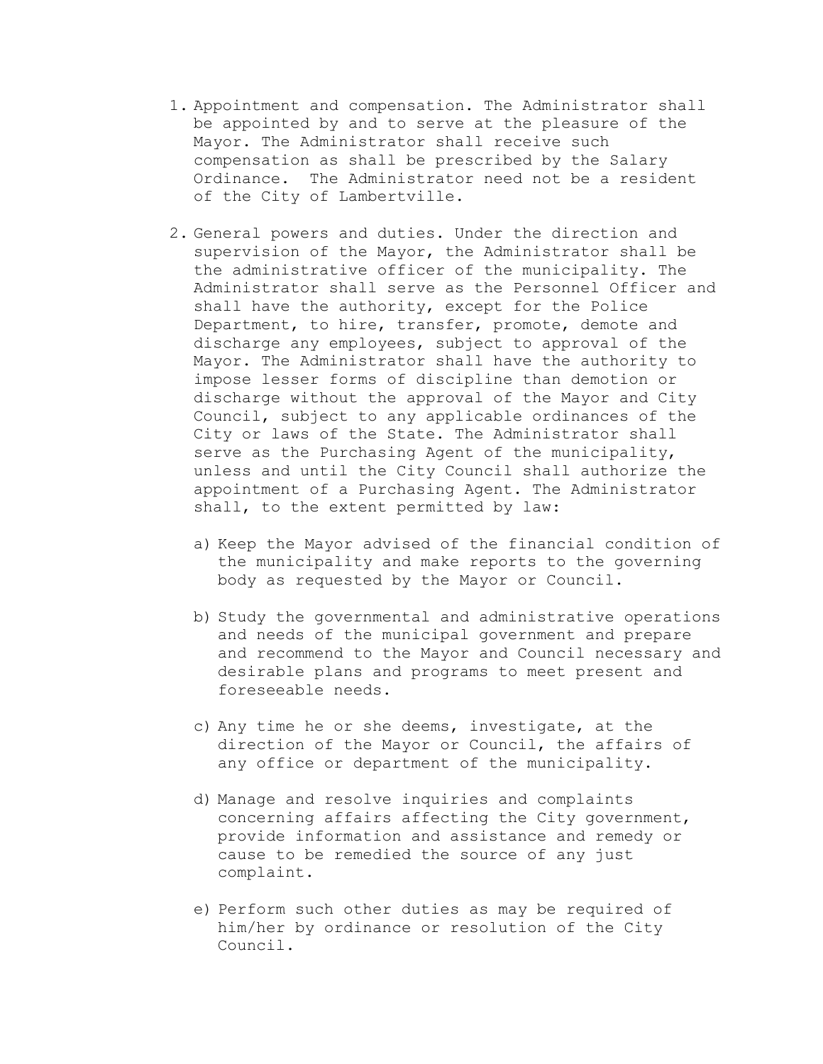1. Appointment and compensation. The Administrator shall be appointed by and to serve at the pleasure of the Mayor. The Administrator shall receive such compensation as shall be prescribed by the Salary Ordinance. The Administrator need not be a resident of the City of Lambertville.

2. General powers and duties. Under the direction and supervision of the Mayor, the Administrator shall be the administrative officer of the municipality. The Administrator shall serve as the Personnel Officer and shall have the authority, except for the Police Department, to hire, transfer, promote, demote and discharge any employees, subject to approval of the Mayor. The Administrator shall have the authority to impose lesser forms of discipline than demotion or discharge without the approval of the Mayor and City Council, subject to any applicable ordinances of the City or laws of the State. The Administrator shall serve as the Purchasing Agent of the municipality, unless and until the City Council shall authorize the appointment of a Purchasing Agent. The Administrator shall, to the extent permitted by law:

   a) Keep the Mayor advised of the financial condition of the municipality and make reports to the governing body as requested by the Mayor or Council.

   b) Study the governmental and administrative operations and needs of the municipal government and prepare and recommend to the Mayor and Council necessary and desirable plans and programs to meet present and foreseeable needs.

   c) Any time he or she deems, investigate, at the direction of the Mayor or Council, the affairs of any office or department of the municipality.

   d) Manage and resolve inquiries and complaints concerning affairs affecting the City government, provide information and assistance and remedy or cause to be remedied the source of any just complaint.

   e) Perform such other duties as may be required of him/her by ordinance or resolution of the City Council.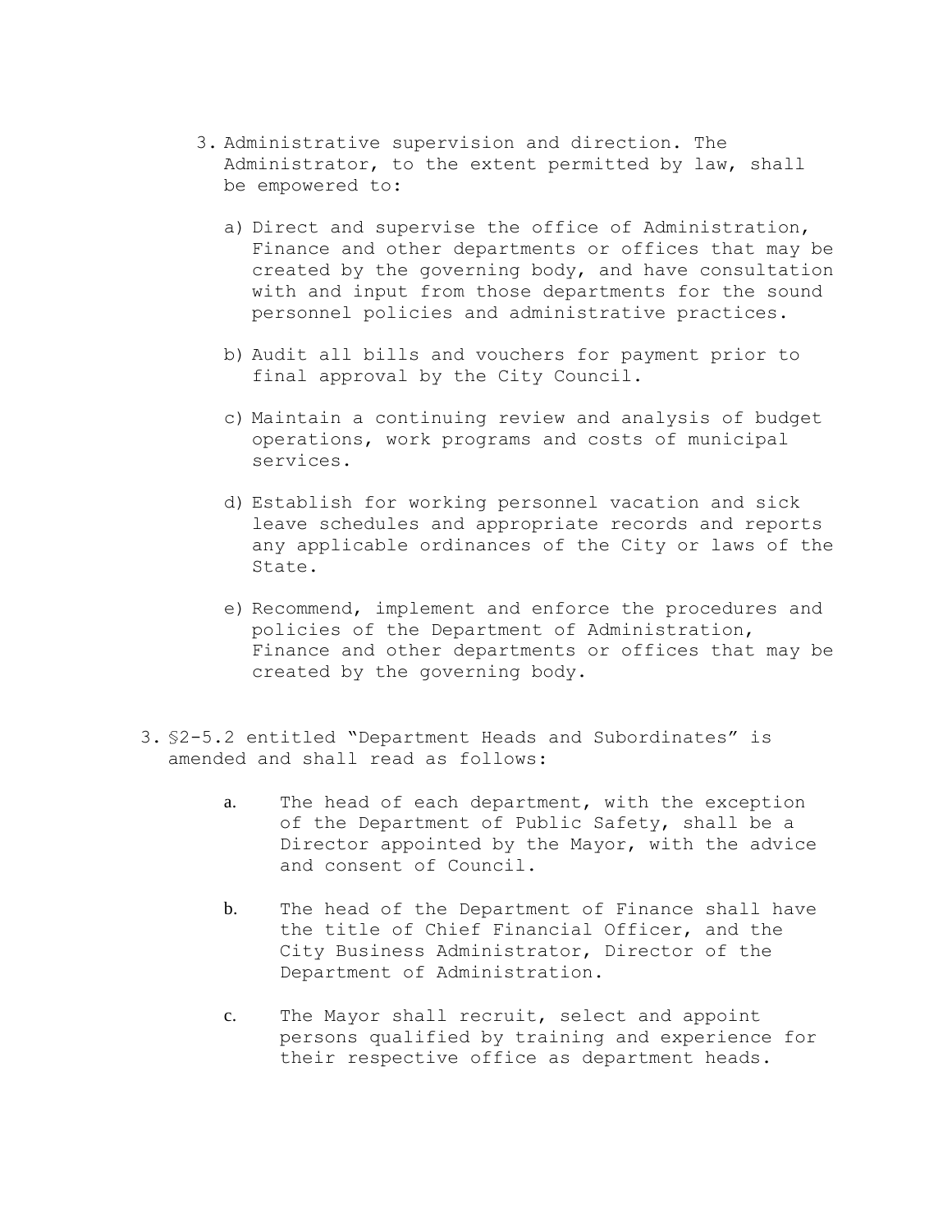3. Administrative supervision and direction. The Administrator, to the extent permitted by law, shall be empowered to:

   a) Direct and supervise the office of Administration, Finance and other departments or offices that may be created by the governing body, and have consultation with and input from those departments for the sound personnel policies and administrative practices.

   b) Audit all bills and vouchers for payment prior to final approval by the City Council.

   c) Maintain a continuing review and analysis of budget operations, work programs and costs of municipal services.

   d) Establish for working personnel vacation and sick leave schedules and appropriate records and reports any applicable ordinances of the City or laws of the State.

   e) Recommend, implement and enforce the procedures and policies of the Department of Administration, Finance and other departments or offices that may be created by the governing body.

3. §2-5.2 entitled "Department Heads and Subordinates" is amended and shall read as follows:

   a. The head of each department, with the exception of the Department of Public Safety, shall be a Director appointed by the Mayor, with the advice and consent of Council.

   b. The head of the Department of Finance shall have the title of Chief Financial Officer, and the City Business Administrator, Director of the Department of Administration.

   c. The Mayor shall recruit, select and appoint persons qualified by training and experience for their respective office as department heads.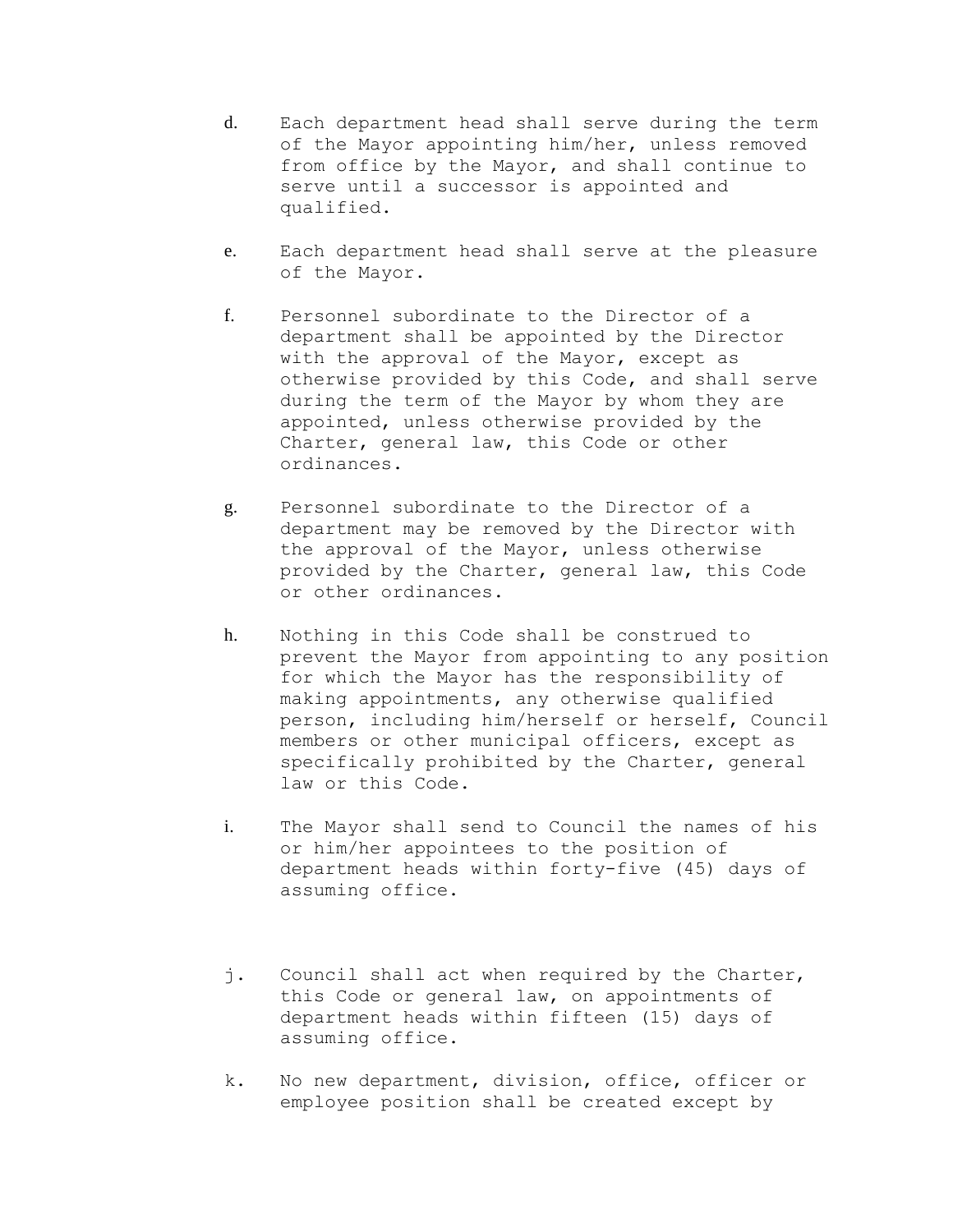d. Each department head shall serve during the term of the Mayor appointing him/her, unless removed from office by the Mayor, and shall continue to serve until a successor is appointed and qualified.

e. Each department head shall serve at the pleasure of the Mayor.

f. Personnel subordinate to the Director of a department shall be appointed by the Director with the approval of the Mayor, except as otherwise provided by this Code, and shall serve during the term of the Mayor by whom they are appointed, unless otherwise provided by the Charter, general law, this Code or other ordinances.

g. Personnel subordinate to the Director of a department may be removed by the Director with the approval of the Mayor, unless otherwise provided by the Charter, general law, this Code or other ordinances.

h. Nothing in this Code shall be construed to prevent the Mayor from appointing to any position for which the Mayor has the responsibility of making appointments, any otherwise qualified person, including him/herself or herself, Council members or other municipal officers, except as specifically prohibited by the Charter, general law or this Code.

i. The Mayor shall send to Council the names of his or him/her appointees to the position of department heads within forty-five (45) days of assuming office.

j. Council shall act when required by the Charter, this Code or general law, on appointments of department heads within fifteen (15) days of assuming office.

k. No new department, division, office, officer or employee position shall be created except by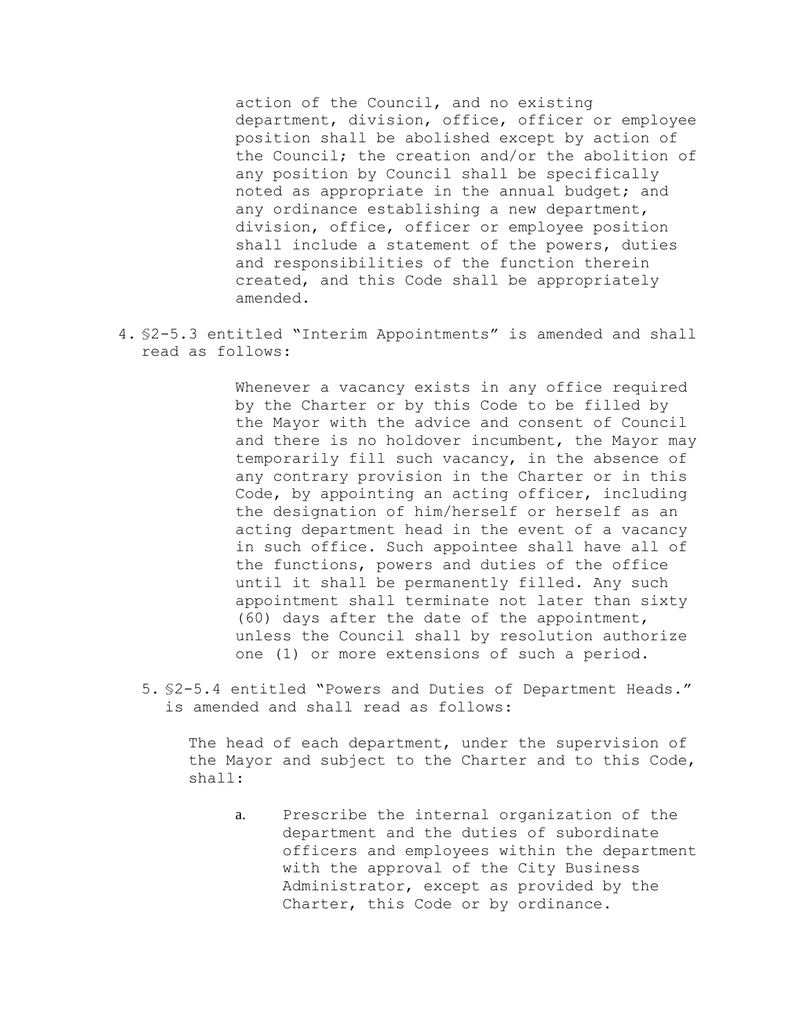action of the Council, and no existing department, division, office, officer or employee position shall be abolished except by action of the Council; the creation and/or the abolition of any position by Council shall be specifically noted as appropriate in the annual budget; and any ordinance establishing a new department, division, office, officer or employee position shall include a statement of the powers, duties and responsibilities of the function therein created, and this Code shall be appropriately amended.

4. §2-5.3 entitled "Interim Appointments" is amended and shall read as follows:

> Whenever a vacancy exists in any office required by the Charter or by this Code to be filled by the Mayor with the advice and consent of Council and there is no holdover incumbent, the Mayor may temporarily fill such vacancy, in the absence of any contrary provision in the Charter or in this Code, by appointing an acting officer, including the designation of him/herself or herself as an acting department head in the event of a vacancy in such office. Such appointee shall have all of the functions, powers and duties of the office until it shall be permanently filled. Any such appointment shall terminate not later than sixty (60) days after the date of the appointment, unless the Council shall by resolution authorize one (1) or more extensions of such a period.

5. §2-5.4 entitled "Powers and Duties of Department Heads." is amended and shall read as follows:

The head of each department, under the supervision of the Mayor and subject to the Charter and to this Code, shall:

a. Prescribe the internal organization of the department and the duties of subordinate officers and employees within the department with the approval of the City Business Administrator, except as provided by the Charter, this Code or by ordinance.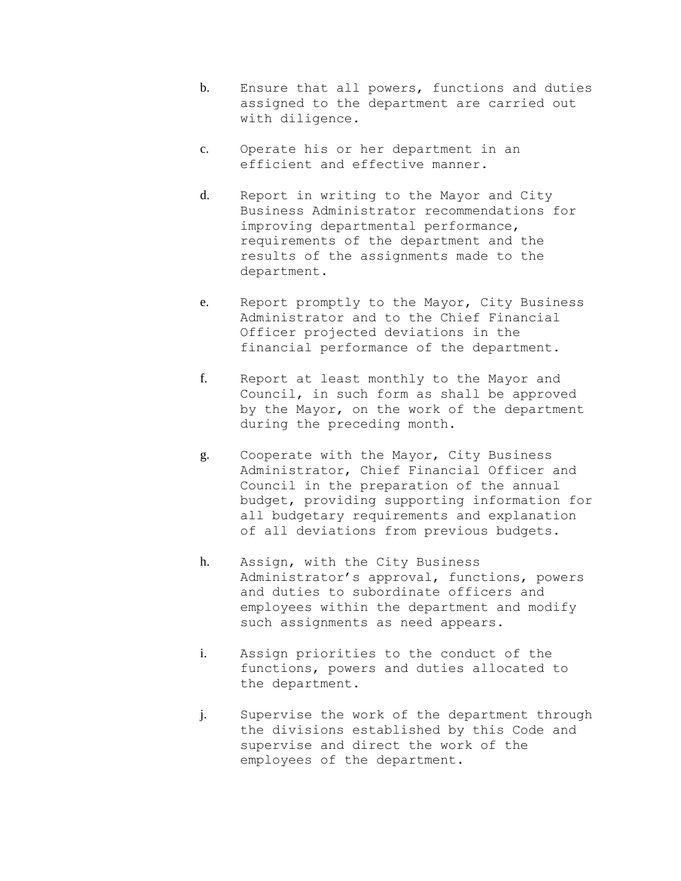b. Ensure that all powers, functions and duties assigned to the department are carried out with diligence.

c. Operate his or her department in an efficient and effective manner.

d. Report in writing to the Mayor and City Business Administrator recommendations for improving departmental performance, requirements of the department and the results of the assignments made to the department.

e. Report promptly to the Mayor, City Business Administrator and to the Chief Financial Officer projected deviations in the financial performance of the department.

f. Report at least monthly to the Mayor and Council, in such form as shall be approved by the Mayor, on the work of the department during the preceding month.

g. Cooperate with the Mayor, City Business Administrator, Chief Financial Officer and Council in the preparation of the annual budget, providing supporting information for all budgetary requirements and explanation of all deviations from previous budgets.

h. Assign, with the City Business Administrator's approval, functions, powers and duties to subordinate officers and employees within the department and modify such assignments as need appears.

i. Assign priorities to the conduct of the functions, powers and duties allocated to the department.

j. Supervise the work of the department through the divisions established by this Code and supervise and direct the work of the employees of the department.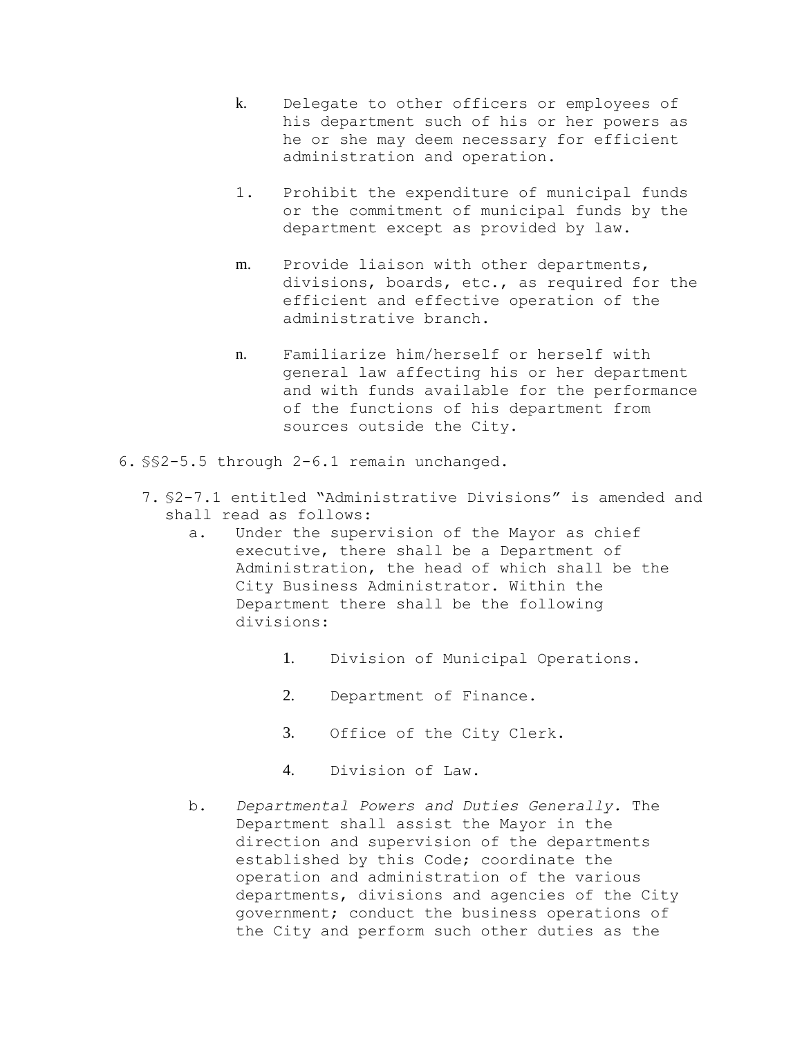k. Delegate to other officers or employees of his department such of his or her powers as he or she may deem necessary for efficient administration and operation.

1. Prohibit the expenditure of municipal funds or the commitment of municipal funds by the department except as provided by law.

m. Provide liaison with other departments, divisions, boards, etc., as required for the efficient and effective operation of the administrative branch.

n. Familiarize him/herself or herself with general law affecting his or her department and with funds available for the performance of the functions of his department from sources outside the City.

6. §§2-5.5 through 2-6.1 remain unchanged.

7. §2-7.1 entitled "Administrative Divisions" is amended and shall read as follows:

   a. Under the supervision of the Mayor as chief executive, there shall be a Department of Administration, the head of which shall be the City Business Administrator. Within the Department there shall be the following divisions:

      1. Division of Municipal Operations.

      2. Department of Finance.

      3. Office of the City Clerk.

      4. Division of Law.

   b. *Departmental Powers and Duties Generally.* The Department shall assist the Mayor in the direction and supervision of the departments established by this Code; coordinate the operation and administration of the various departments, divisions and agencies of the City government; conduct the business operations of the City and perform such other duties as the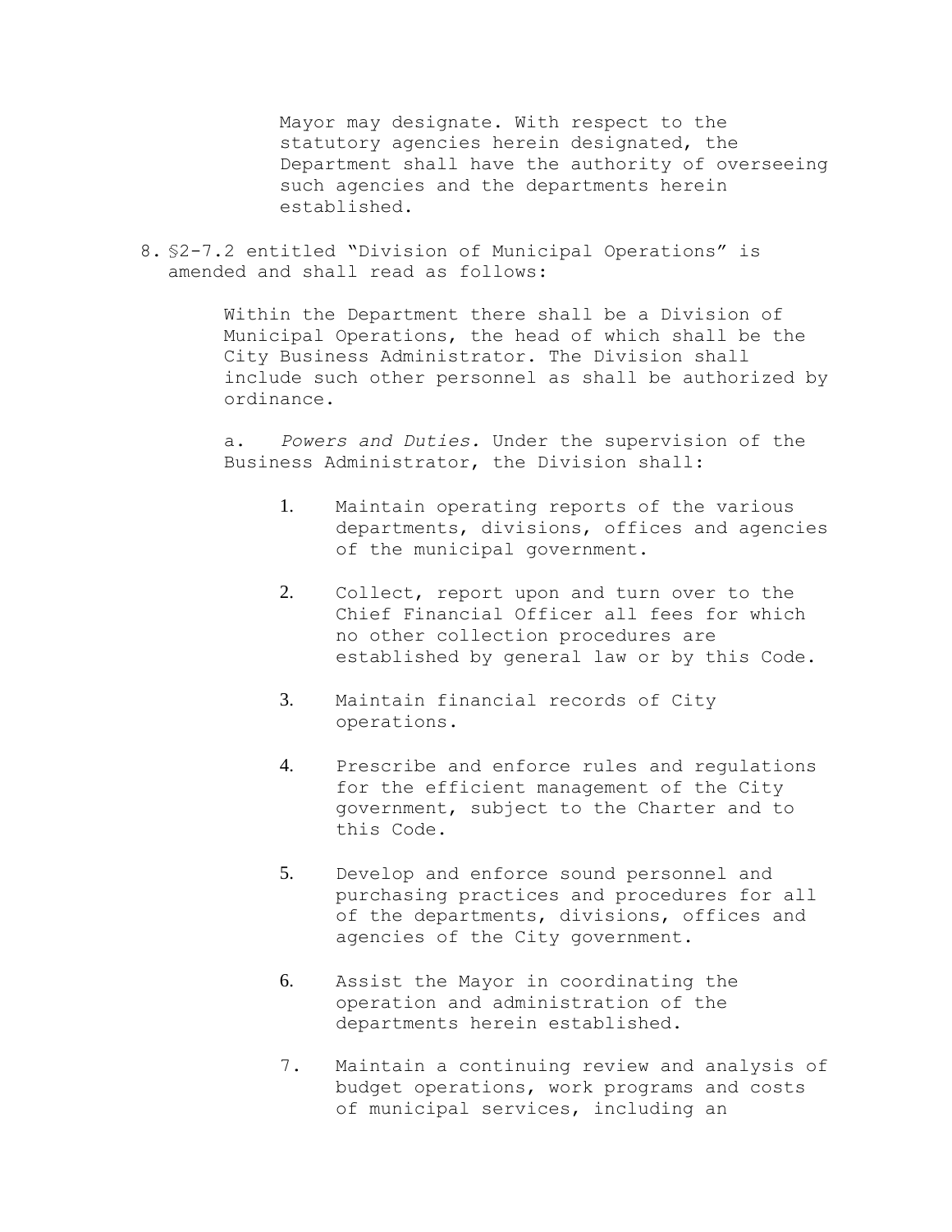Mayor may designate. With respect to the statutory agencies herein designated, the Department shall have the authority of overseeing such agencies and the departments herein established.

8. §2-7.2 entitled "Division of Municipal Operations" is amended and shall read as follows:

   Within the Department there shall be a Division of Municipal Operations, the head of which shall be the City Business Administrator. The Division shall include such other personnel as shall be authorized by ordinance.

   a. *Powers and Duties.* Under the supervision of the Business Administrator, the Division shall:

      1. Maintain operating reports of the various departments, divisions, offices and agencies of the municipal government.

      2. Collect, report upon and turn over to the Chief Financial Officer all fees for which no other collection procedures are established by general law or by this Code.

      3. Maintain financial records of City operations.

      4. Prescribe and enforce rules and regulations for the efficient management of the City government, subject to the Charter and to this Code.

      5. Develop and enforce sound personnel and purchasing practices and procedures for all of the departments, divisions, offices and agencies of the City government.

      6. Assist the Mayor in coordinating the operation and administration of the departments herein established.

      7. Maintain a continuing review and analysis of budget operations, work programs and costs of municipal services, including an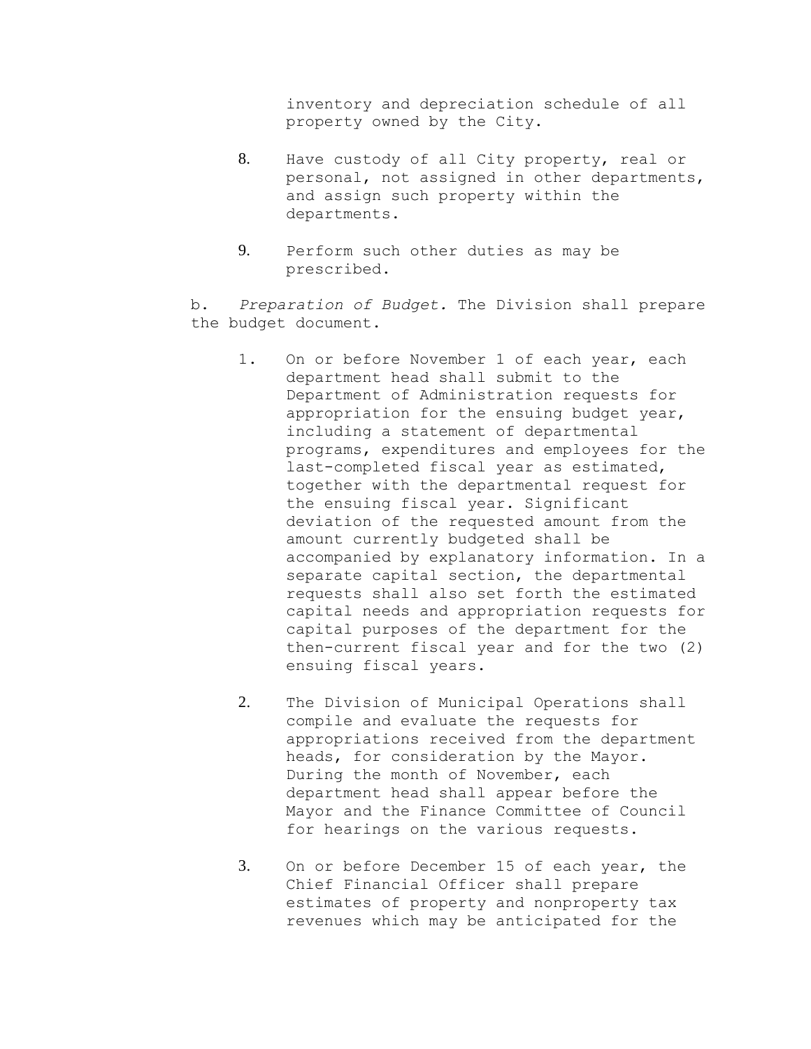inventory and depreciation schedule of all property owned by the City.

8. Have custody of all City property, real or personal, not assigned in other departments, and assign such property within the departments.

9. Perform such other duties as may be prescribed.

b. *Preparation of Budget.* The Division shall prepare the budget document.

1. On or before November 1 of each year, each department head shall submit to the Department of Administration requests for appropriation for the ensuing budget year, including a statement of departmental programs, expenditures and employees for the last-completed fiscal year as estimated, together with the departmental request for the ensuing fiscal year. Significant deviation of the requested amount from the amount currently budgeted shall be accompanied by explanatory information. In a separate capital section, the departmental requests shall also set forth the estimated capital needs and appropriation requests for capital purposes of the department for the then-current fiscal year and for the two (2) ensuing fiscal years.

2. The Division of Municipal Operations shall compile and evaluate the requests for appropriations received from the department heads, for consideration by the Mayor. During the month of November, each department head shall appear before the Mayor and the Finance Committee of Council for hearings on the various requests.

3. On or before December 15 of each year, the Chief Financial Officer shall prepare estimates of property and nonproperty tax revenues which may be anticipated for the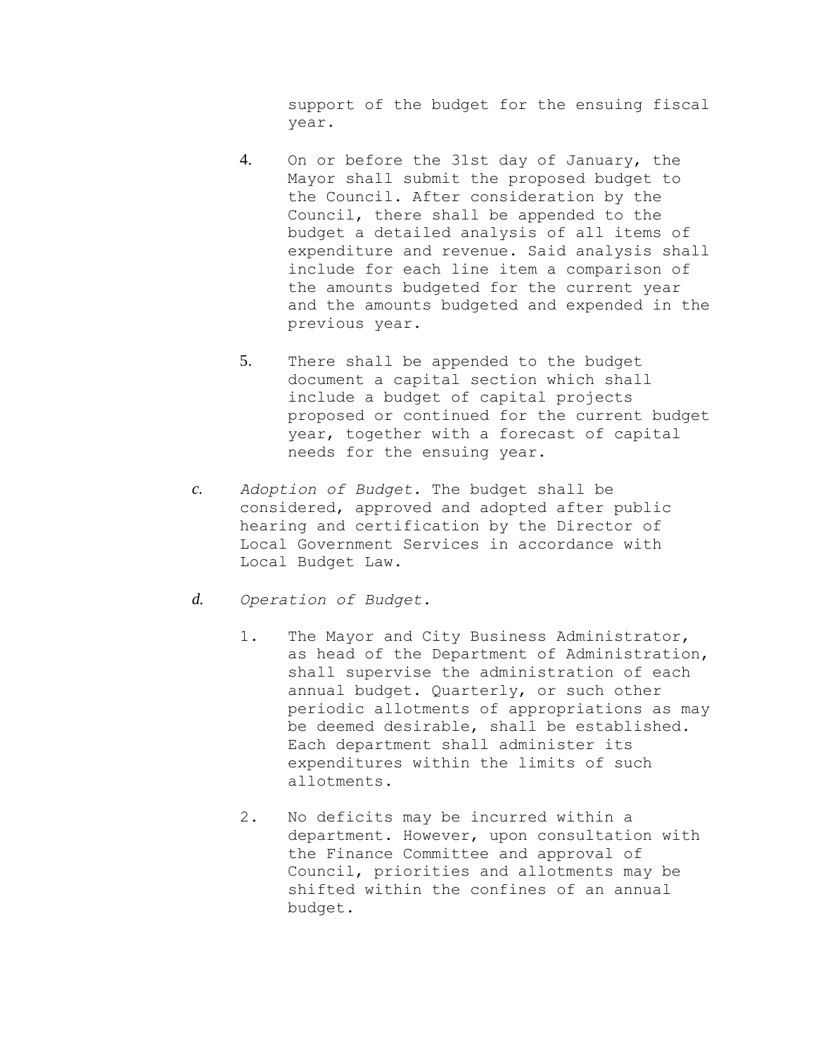support of the budget for the ensuing fiscal year.

4. On or before the 31st day of January, the Mayor shall submit the proposed budget to the Council. After consideration by the Council, there shall be appended to the budget a detailed analysis of all items of expenditure and revenue. Said analysis shall include for each line item a comparison of the amounts budgeted for the current year and the amounts budgeted and expended in the previous year.

5. There shall be appended to the budget document a capital section which shall include a budget of capital projects proposed or continued for the current budget year, together with a forecast of capital needs for the ensuing year.

*c.* *Adoption of Budget.* The budget shall be considered, approved and adopted after public hearing and certification by the Director of Local Government Services in accordance with Local Budget Law.

*d.* *Operation of Budget.*

1. The Mayor and City Business Administrator, as head of the Department of Administration, shall supervise the administration of each annual budget. Quarterly, or such other periodic allotments of appropriations as may be deemed desirable, shall be established. Each department shall administer its expenditures within the limits of such allotments.

2. No deficits may be incurred within a department. However, upon consultation with the Finance Committee and approval of Council, priorities and allotments may be shifted within the confines of an annual budget.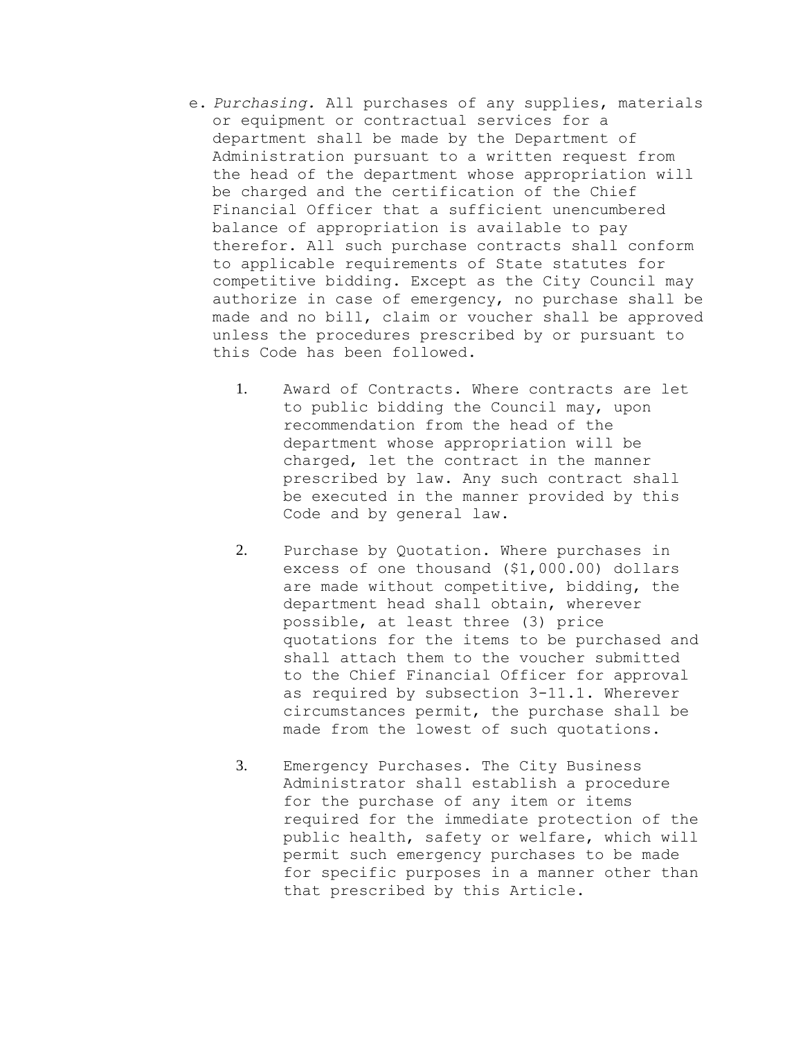e. *Purchasing.* All purchases of any supplies, materials or equipment or contractual services for a department shall be made by the Department of Administration pursuant to a written request from the head of the department whose appropriation will be charged and the certification of the Chief Financial Officer that a sufficient unencumbered balance of appropriation is available to pay therefor. All such purchase contracts shall conform to applicable requirements of State statutes for competitive bidding. Except as the City Council may authorize in case of emergency, no purchase shall be made and no bill, claim or voucher shall be approved unless the procedures prescribed by or pursuant to this Code has been followed.

1. Award of Contracts. Where contracts are let to public bidding the Council may, upon recommendation from the head of the department whose appropriation will be charged, let the contract in the manner prescribed by law. Any such contract shall be executed in the manner provided by this Code and by general law.

2. Purchase by Quotation. Where purchases in excess of one thousand ($1,000.00) dollars are made without competitive, bidding, the department head shall obtain, wherever possible, at least three (3) price quotations for the items to be purchased and shall attach them to the voucher submitted to the Chief Financial Officer for approval as required by subsection 3-11.1. Wherever circumstances permit, the purchase shall be made from the lowest of such quotations.

3. Emergency Purchases. The City Business Administrator shall establish a procedure for the purchase of any item or items required for the immediate protection of the public health, safety or welfare, which will permit such emergency purchases to be made for specific purposes in a manner other than that prescribed by this Article.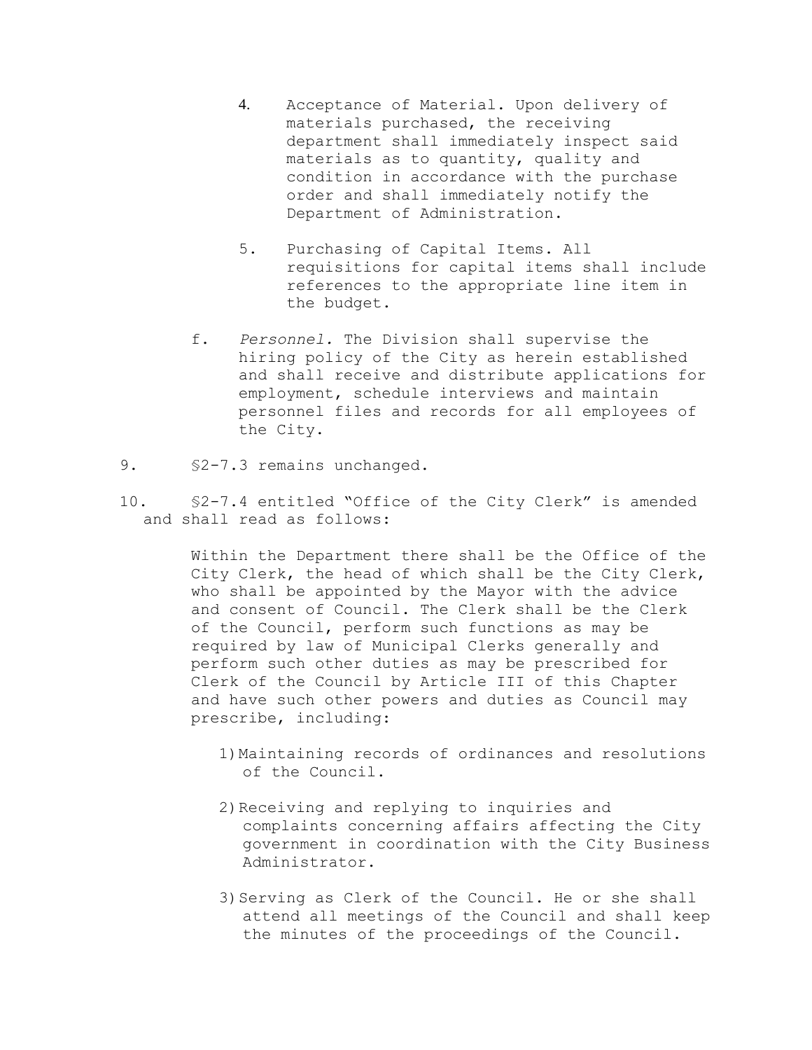4. Acceptance of Material. Upon delivery of materials purchased, the receiving department shall immediately inspect said materials as to quantity, quality and condition in accordance with the purchase order and shall immediately notify the Department of Administration.

5. Purchasing of Capital Items. All requisitions for capital items shall include references to the appropriate line item in the budget.

f. *Personnel.* The Division shall supervise the hiring policy of the City as herein established and shall receive and distribute applications for employment, schedule interviews and maintain personnel files and records for all employees of the City.

9. §2-7.3 remains unchanged.

10. §2-7.4 entitled "Office of the City Clerk" is amended and shall read as follows:

Within the Department there shall be the Office of the City Clerk, the head of which shall be the City Clerk, who shall be appointed by the Mayor with the advice and consent of Council. The Clerk shall be the Clerk of the Council, perform such functions as may be required by law of Municipal Clerks generally and perform such other duties as may be prescribed for Clerk of the Council by Article III of this Chapter and have such other powers and duties as Council may prescribe, including:

1) Maintaining records of ordinances and resolutions of the Council.

2) Receiving and replying to inquiries and complaints concerning affairs affecting the City government in coordination with the City Business Administrator.

3) Serving as Clerk of the Council. He or she shall attend all meetings of the Council and shall keep the minutes of the proceedings of the Council.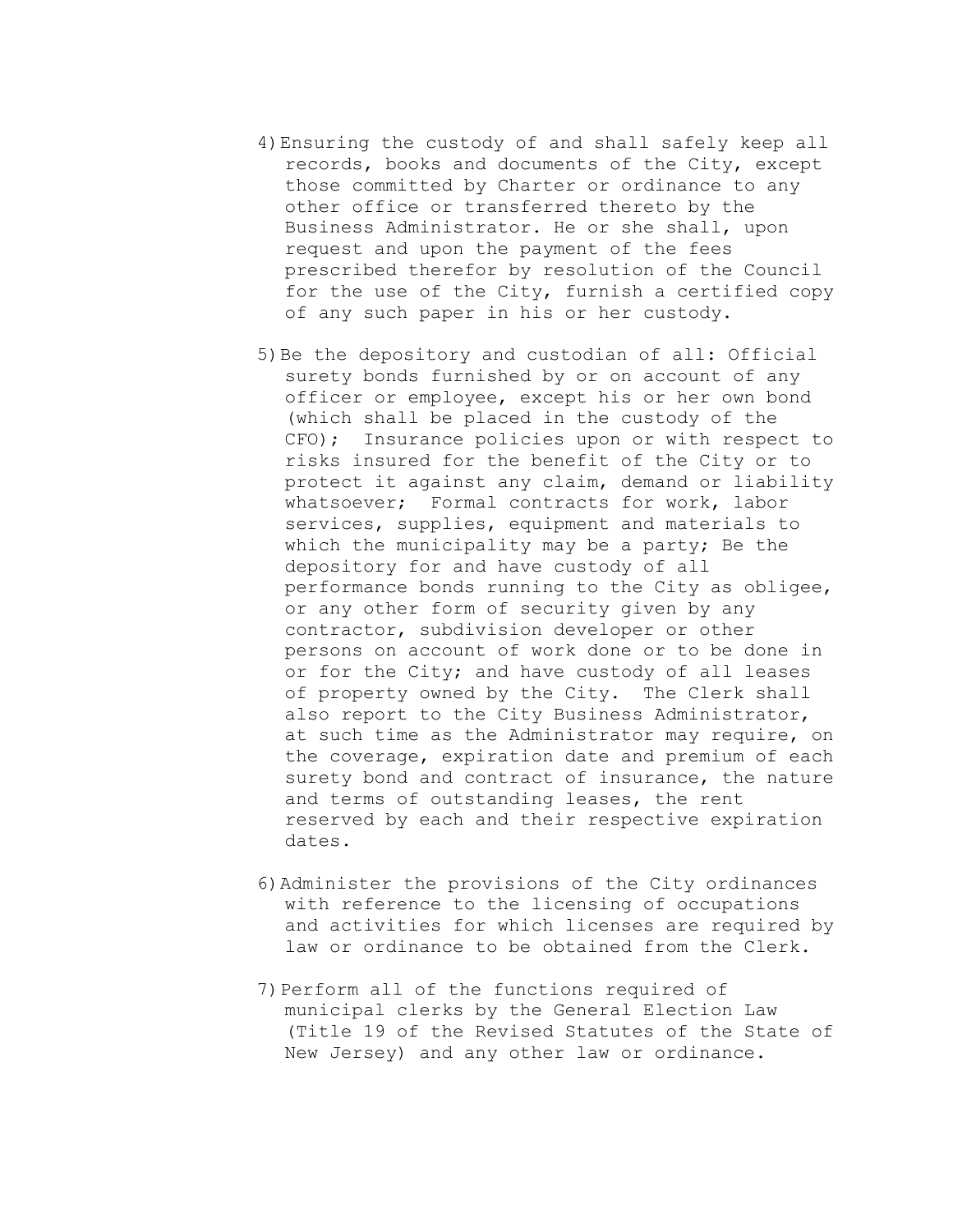4) Ensuring the custody of and shall safely keep all records, books and documents of the City, except those committed by Charter or ordinance to any other office or transferred thereto by the Business Administrator. He or she shall, upon request and upon the payment of the fees prescribed therefor by resolution of the Council for the use of the City, furnish a certified copy of any such paper in his or her custody.

5) Be the depository and custodian of all: Official surety bonds furnished by or on account of any officer or employee, except his or her own bond (which shall be placed in the custody of the CFO); Insurance policies upon or with respect to risks insured for the benefit of the City or to protect it against any claim, demand or liability whatsoever; Formal contracts for work, labor services, supplies, equipment and materials to which the municipality may be a party; Be the depository for and have custody of all performance bonds running to the City as obligee, or any other form of security given by any contractor, subdivision developer or other persons on account of work done or to be done in or for the City; and have custody of all leases of property owned by the City. The Clerk shall also report to the City Business Administrator, at such time as the Administrator may require, on the coverage, expiration date and premium of each surety bond and contract of insurance, the nature and terms of outstanding leases, the rent reserved by each and their respective expiration dates.

6) Administer the provisions of the City ordinances with reference to the licensing of occupations and activities for which licenses are required by law or ordinance to be obtained from the Clerk.

7) Perform all of the functions required of municipal clerks by the General Election Law (Title 19 of the Revised Statutes of the State of New Jersey) and any other law or ordinance.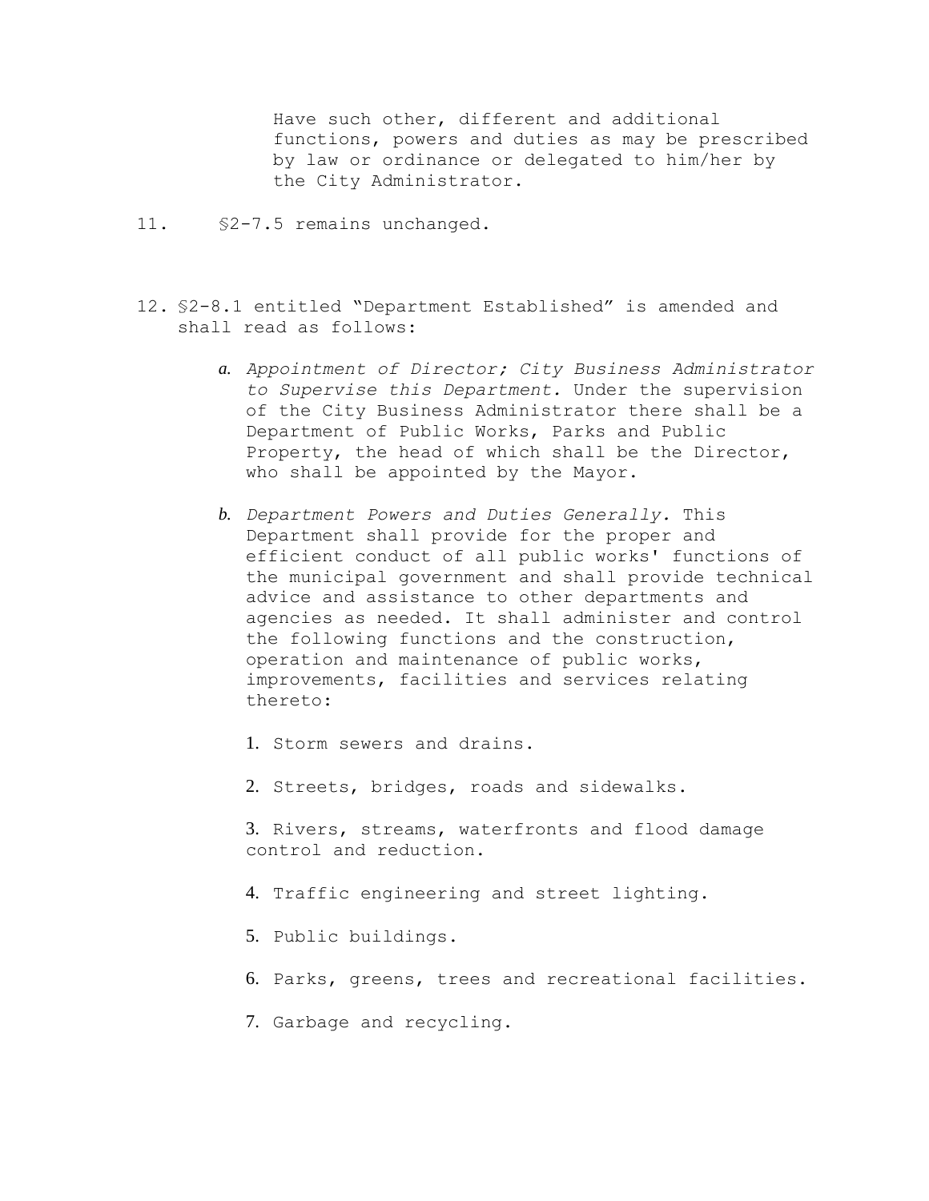Have such other, different and additional functions, powers and duties as may be prescribed by law or ordinance or delegated to him/her by the City Administrator.

11. §2-7.5 remains unchanged.

12. §2-8.1 entitled "Department Established" is amended and shall read as follows:

   a. *Appointment of Director; City Business Administrator to Supervise this Department.* Under the supervision of the City Business Administrator there shall be a Department of Public Works, Parks and Public Property, the head of which shall be the Director, who shall be appointed by the Mayor.

   b. *Department Powers and Duties Generally.* This Department shall provide for the proper and efficient conduct of all public works' functions of the municipal government and shall provide technical advice and assistance to other departments and agencies as needed. It shall administer and control the following functions and the construction, operation and maintenance of public works, improvements, facilities and services relating thereto:

      1. Storm sewers and drains.

      2. Streets, bridges, roads and sidewalks.

      3. Rivers, streams, waterfronts and flood damage control and reduction.

      4. Traffic engineering and street lighting.

      5. Public buildings.

      6. Parks, greens, trees and recreational facilities.

      7. Garbage and recycling.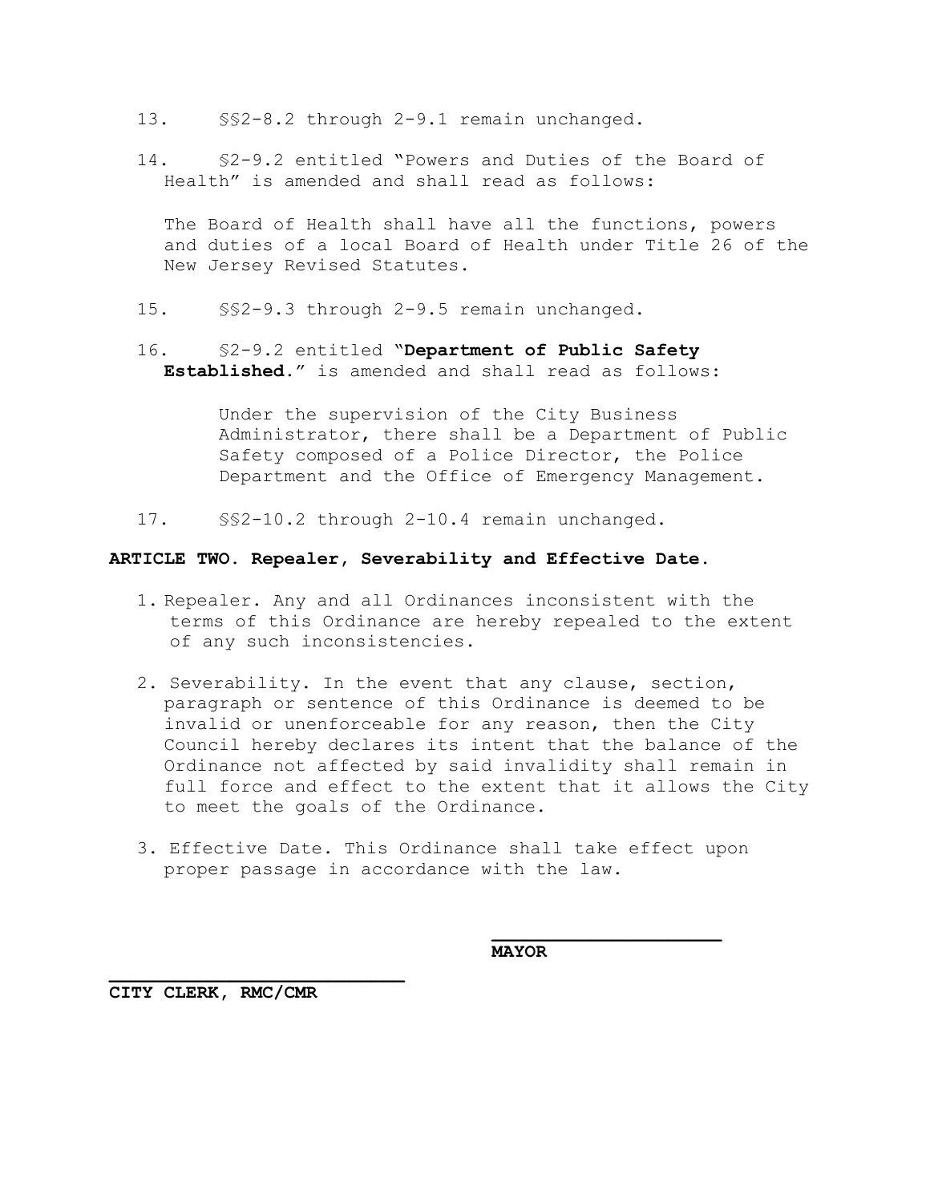13. §§2-8.2 through 2-9.1 remain unchanged.

14. §2-9.2 entitled "Powers and Duties of the Board of Health" is amended and shall read as follows:

    The Board of Health shall have all the functions, powers and duties of a local Board of Health under Title 26 of the New Jersey Revised Statutes.

15. §§2-9.3 through 2-9.5 remain unchanged.

16. §2-9.2 entitled "**Department of Public Safety Established.**" is amended and shall read as follows:

    Under the supervision of the City Business Administrator, there shall be a Department of Public Safety composed of a Police Director, the Police Department and the Office of Emergency Management.

17. §§2-10.2 through 2-10.4 remain unchanged.

**ARTICLE TWO. Repealer, Severability and Effective Date.**

1. Repealer. Any and all Ordinances inconsistent with the terms of this Ordinance are hereby repealed to the extent of any such inconsistencies.

2. Severability. In the event that any clause, section, paragraph or sentence of this Ordinance is deemed to be invalid or unenforceable for any reason, then the City Council hereby declares its intent that the balance of the Ordinance not affected by said invalidity shall remain in full force and effect to the extent that it allows the City to meet the goals of the Ordinance.

3. Effective Date. This Ordinance shall take effect upon proper passage in accordance with the law.

\_\_\_\_\_\_\_\_\_\_\_\_\_\_\_\_\_\_\_\_
**MAYOR**

\_\_\_\_\_\_\_\_\_\_\_\_\_\_\_\_\_\_\_\_\_\_\_\_\_\_
**CITY CLERK, RMC/CMR**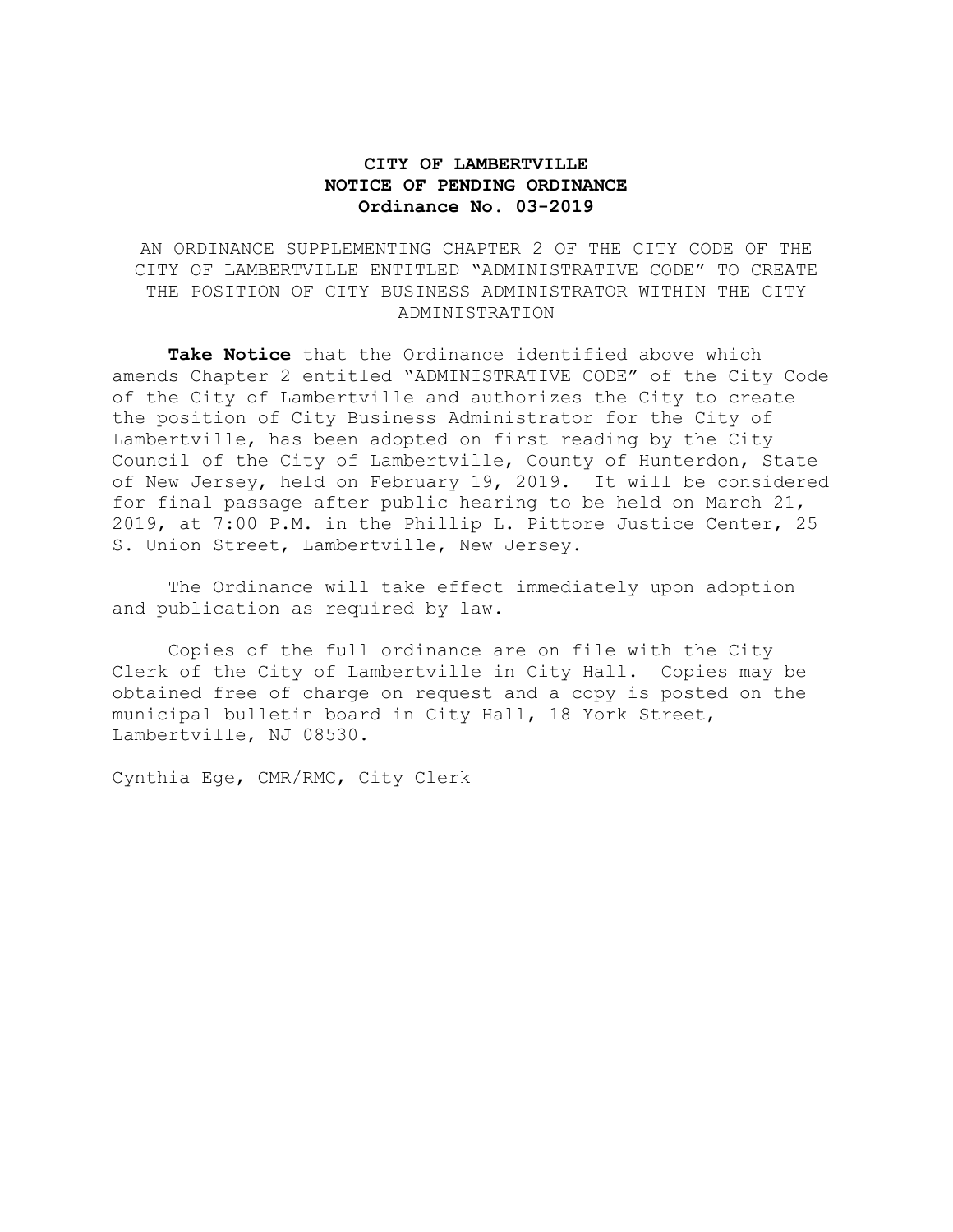**CITY OF LAMBERTVILLE**
**NOTICE OF PENDING ORDINANCE**
**Ordinance No. 03-2019**

AN ORDINANCE SUPPLEMENTING CHAPTER 2 OF THE CITY CODE OF THE CITY OF LAMBERTVILLE ENTITLED "ADMINISTRATIVE CODE" TO CREATE THE POSITION OF CITY BUSINESS ADMINISTRATOR WITHIN THE CITY ADMINISTRATION

**Take Notice** that the Ordinance identified above which amends Chapter 2 entitled "ADMINISTRATIVE CODE" of the City Code of the City of Lambertville and authorizes the City to create the position of City Business Administrator for the City of Lambertville, has been adopted on first reading by the City Council of the City of Lambertville, County of Hunterdon, State of New Jersey, held on February 19, 2019. It will be considered for final passage after public hearing to be held on March 21, 2019, at 7:00 P.M. in the Phillip L. Pittore Justice Center, 25 S. Union Street, Lambertville, New Jersey.

The Ordinance will take effect immediately upon adoption and publication as required by law.

Copies of the full ordinance are on file with the City Clerk of the City of Lambertville in City Hall. Copies may be obtained free of charge on request and a copy is posted on the municipal bulletin board in City Hall, 18 York Street, Lambertville, NJ 08530.

Cynthia Ege, CMR/RMC, City Clerk